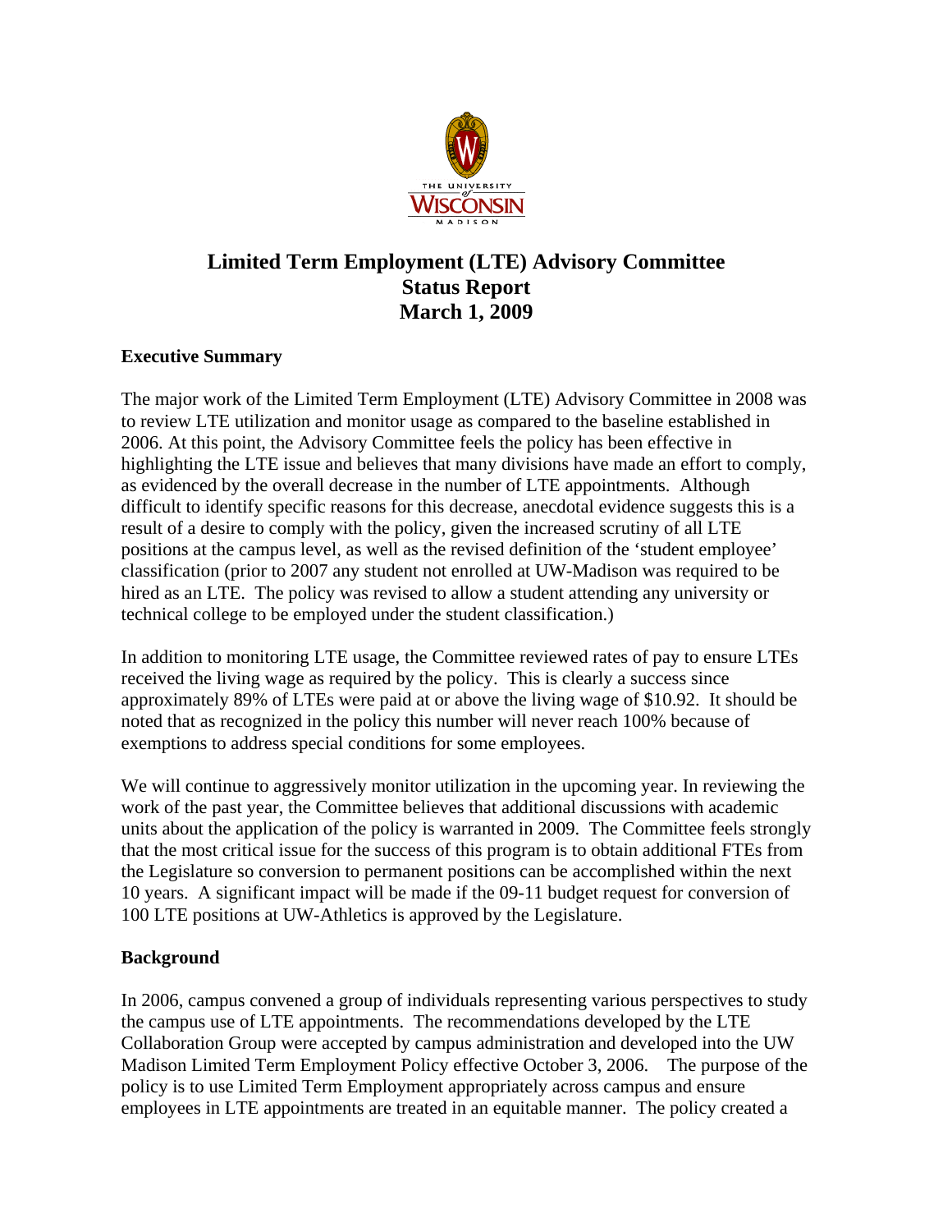# Limited Term Employment (LTE) Advisory Committee
# Status Report
# March 1, 2009

## Executive Summary

The major work of the Limited Term Employment (LTE) Advisory Committee in 2008 was to review LTE utilization and monitor usage as compared to the baseline established in 2006. At this point, the Advisory Committee feels the policy has been effective in highlighting the LTE issue and believes that many divisions have made an effort to comply, as evidenced by the overall decrease in the number of LTE appointments. Although difficult to identify specific reasons for this decrease, anecdotal evidence suggests this is a result of a desire to comply with the policy, given the increased scrutiny of all LTE positions at the campus level, as well as the revised definition of the 'student employee' classification (prior to 2007 any student not enrolled at UW-Madison was required to be hired as an LTE. The policy was revised to allow a student attending any university or technical college to be employed under the student classification.)

In addition to monitoring LTE usage, the Committee reviewed rates of pay to ensure LTEs received the living wage as required by the policy. This is clearly a success since approximately 89% of LTEs were paid at or above the living wage of $10.92. It should be noted that as recognized in the policy this number will never reach 100% because of exemptions to address special conditions for some employees.

We will continue to aggressively monitor utilization in the upcoming year. In reviewing the work of the past year, the Committee believes that additional discussions with academic units about the application of the policy is warranted in 2009. The Committee feels strongly that the most critical issue for the success of this program is to obtain additional FTEs from the Legislature so conversion to permanent positions can be accomplished within the next 10 years. A significant impact will be made if the 09-11 budget request for conversion of 100 LTE positions at UW-Athletics is approved by the Legislature.

## Background

In 2006, campus convened a group of individuals representing various perspectives to study the campus use of LTE appointments. The recommendations developed by the LTE Collaboration Group were accepted by campus administration and developed into the UW Madison Limited Term Employment Policy effective October 3, 2006. The purpose of the policy is to use Limited Term Employment appropriately across campus and ensure employees in LTE appointments are treated in an equitable manner. The policy created a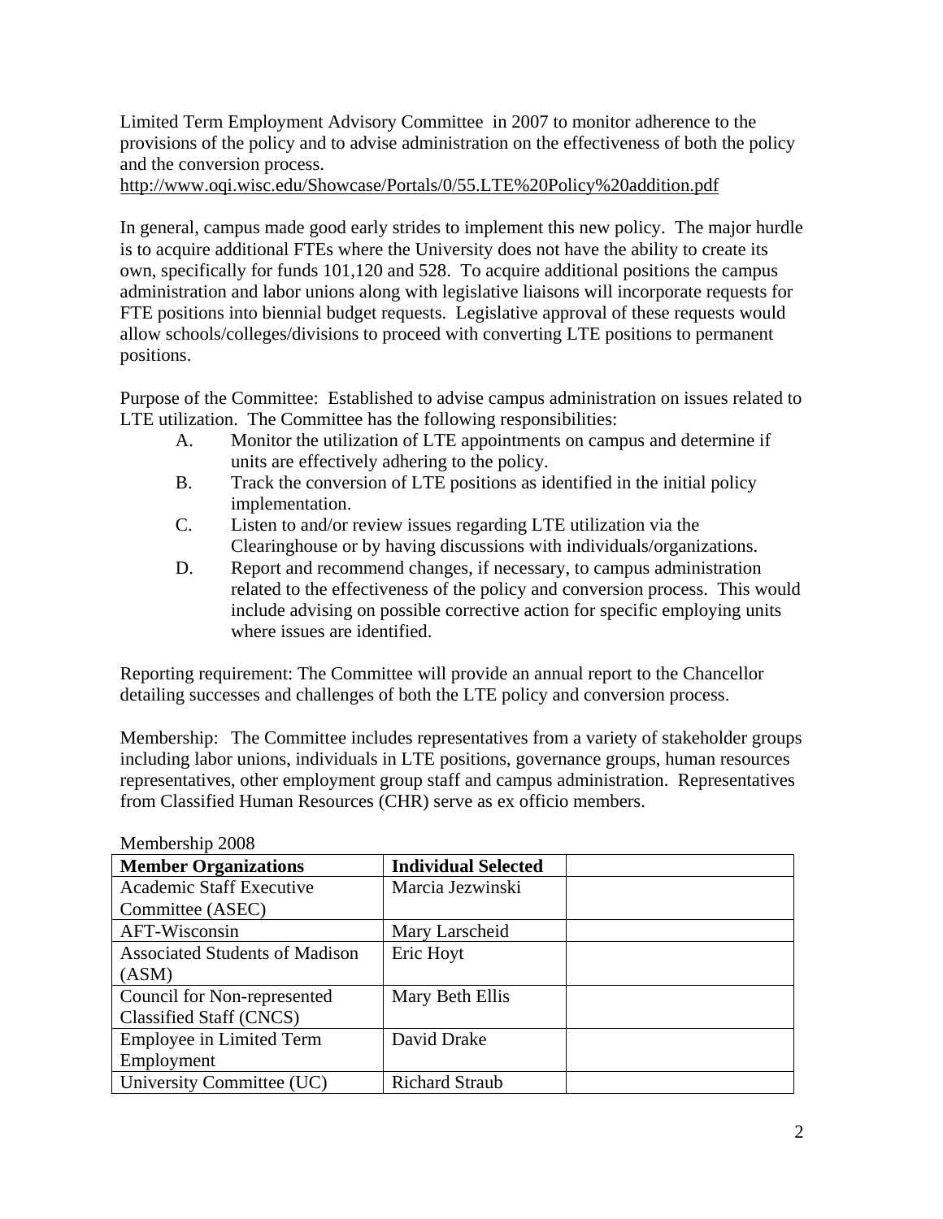Limited Term Employment Advisory Committee in 2007 to monitor adherence to the provisions of the policy and to advise administration on the effectiveness of both the policy and the conversion process.
http://www.oqi.wisc.edu/Showcase/Portals/0/55.LTE%20Policy%20addition.pdf

In general, campus made good early strides to implement this new policy. The major hurdle is to acquire additional FTEs where the University does not have the ability to create its own, specifically for funds 101,120 and 528. To acquire additional positions the campus administration and labor unions along with legislative liaisons will incorporate requests for FTE positions into biennial budget requests. Legislative approval of these requests would allow schools/colleges/divisions to proceed with converting LTE positions to permanent positions.

Purpose of the Committee: Established to advise campus administration on issues related to LTE utilization. The Committee has the following responsibilities:

A. Monitor the utilization of LTE appointments on campus and determine if units are effectively adhering to the policy.
B. Track the conversion of LTE positions as identified in the initial policy implementation.
C. Listen to and/or review issues regarding LTE utilization via the Clearinghouse or by having discussions with individuals/organizations.
D. Report and recommend changes, if necessary, to campus administration related to the effectiveness of the policy and conversion process. This would include advising on possible corrective action for specific employing units where issues are identified.

Reporting requirement: The Committee will provide an annual report to the Chancellor detailing successes and challenges of both the LTE policy and conversion process.

Membership: The Committee includes representatives from a variety of stakeholder groups including labor unions, individuals in LTE positions, governance groups, human resources representatives, other employment group staff and campus administration. Representatives from Classified Human Resources (CHR) serve as ex officio members.

Membership 2008

| **Member Organizations** | **Individual Selected** | |
|---|---|---|
| Academic Staff Executive Committee (ASEC) | Marcia Jezwinski | |
| AFT-Wisconsin | Mary Larscheid | |
| Associated Students of Madison (ASM) | Eric Hoyt | |
| Council for Non-represented Classified Staff (CNCS) | Mary Beth Ellis | |
| Employee in Limited Term Employment | David Drake | |
| University Committee (UC) | Richard Straub | |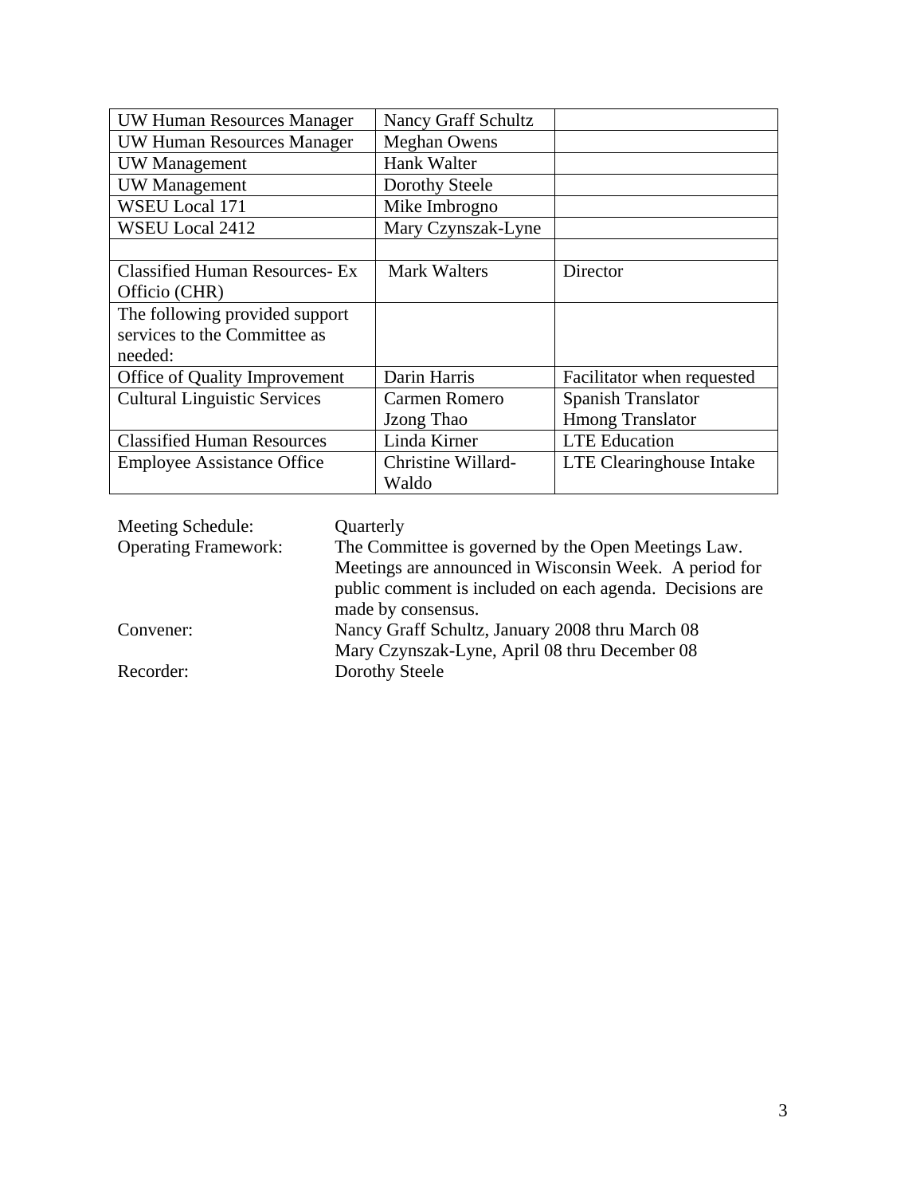| | | |
|---|---|---|
| UW Human Resources Manager | Nancy Graff Schultz | |
| UW Human Resources Manager | Meghan Owens | |
| UW Management | Hank Walter | |
| UW Management | Dorothy Steele | |
| WSEU Local 171 | Mike Imbrogno | |
| WSEU Local 2412 | Mary Czynszak-Lyne | |
| | | |
| Classified Human Resources- Ex Officio (CHR) | Mark Walters | Director |
| The following provided support services to the Committee as needed: | | |
| Office of Quality Improvement | Darin Harris | Facilitator when requested |
| Cultural Linguistic Services | Carmen Romero<br>Jzong Thao | Spanish Translator<br>Hmong Translator |
| Classified Human Resources | Linda Kirner | LTE Education |
| Employee Assistance Office | Christine Willard-Waldo | LTE Clearinghouse Intake |

Meeting Schedule: Quarterly

Operating Framework: The Committee is governed by the Open Meetings Law. Meetings are announced in Wisconsin Week. A period for public comment is included on each agenda. Decisions are made by consensus.

Convener: Nancy Graff Schultz, January 2008 thru March 08
Mary Czynszak-Lyne, April 08 thru December 08

Recorder: Dorothy Steele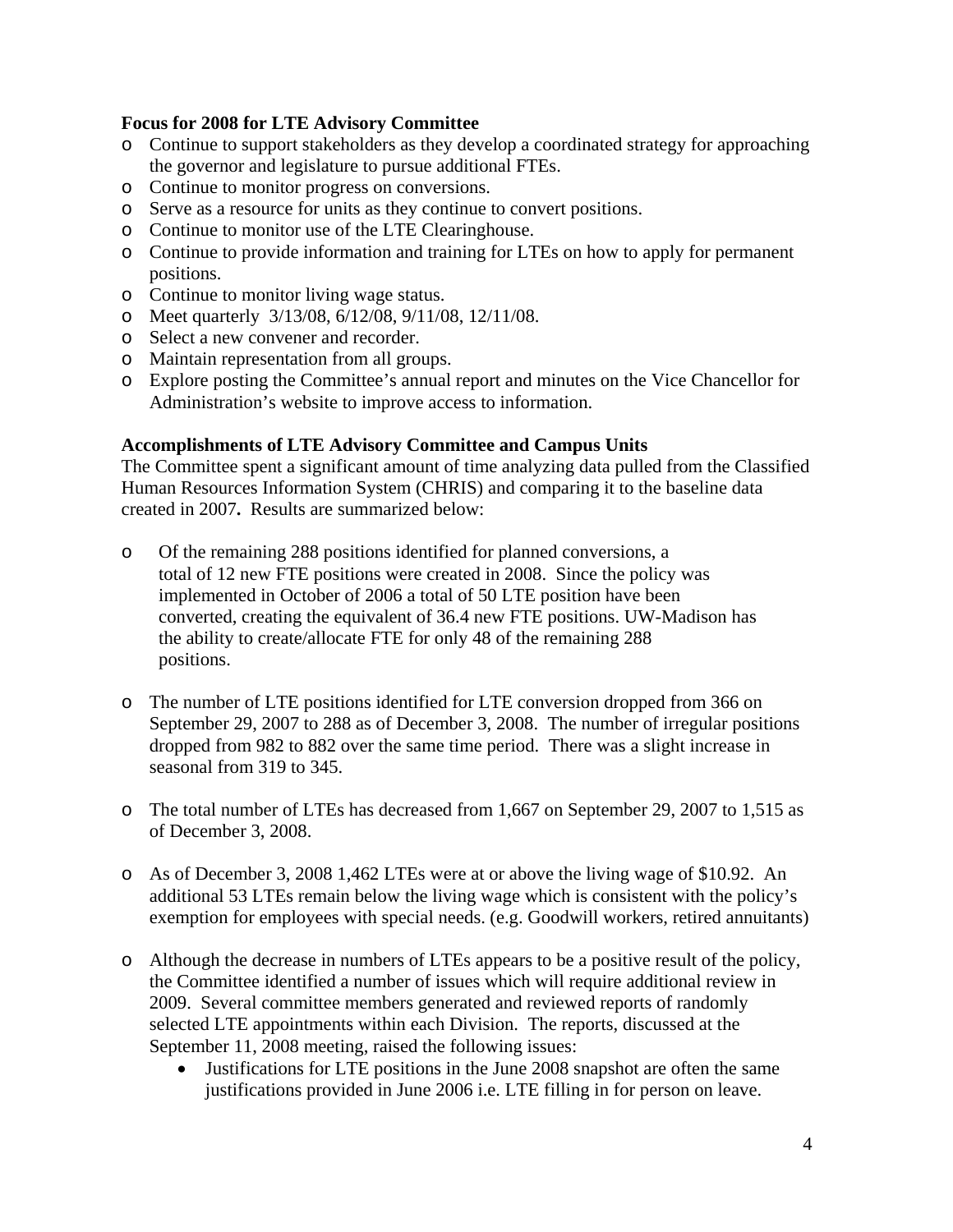**Focus for 2008 for LTE Advisory Committee**

- Continue to support stakeholders as they develop a coordinated strategy for approaching the governor and legislature to pursue additional FTEs.
- Continue to monitor progress on conversions.
- Serve as a resource for units as they continue to convert positions.
- Continue to monitor use of the LTE Clearinghouse.
- Continue to provide information and training for LTEs on how to apply for permanent positions.
- Continue to monitor living wage status.
- Meet quarterly 3/13/08, 6/12/08, 9/11/08, 12/11/08.
- Select a new convener and recorder.
- Maintain representation from all groups.
- Explore posting the Committee's annual report and minutes on the Vice Chancellor for Administration's website to improve access to information.

**Accomplishments of LTE Advisory Committee and Campus Units**

The Committee spent a significant amount of time analyzing data pulled from the Classified Human Resources Information System (CHRIS) and comparing it to the baseline data created in 2007**.** Results are summarized below:

- Of the remaining 288 positions identified for planned conversions, a total of 12 new FTE positions were created in 2008. Since the policy was implemented in October of 2006 a total of 50 LTE position have been converted, creating the equivalent of 36.4 new FTE positions. UW-Madison has the ability to create/allocate FTE for only 48 of the remaining 288 positions.

- The number of LTE positions identified for LTE conversion dropped from 366 on September 29, 2007 to 288 as of December 3, 2008. The number of irregular positions dropped from 982 to 882 over the same time period. There was a slight increase in seasonal from 319 to 345.

- The total number of LTEs has decreased from 1,667 on September 29, 2007 to 1,515 as of December 3, 2008.

- As of December 3, 2008 1,462 LTEs were at or above the living wage of $10.92. An additional 53 LTEs remain below the living wage which is consistent with the policy's exemption for employees with special needs. (e.g. Goodwill workers, retired annuitants)

- Although the decrease in numbers of LTEs appears to be a positive result of the policy, the Committee identified a number of issues which will require additional review in 2009. Several committee members generated and reviewed reports of randomly selected LTE appointments within each Division. The reports, discussed at the September 11, 2008 meeting, raised the following issues:
  - Justifications for LTE positions in the June 2008 snapshot are often the same justifications provided in June 2006 i.e. LTE filling in for person on leave.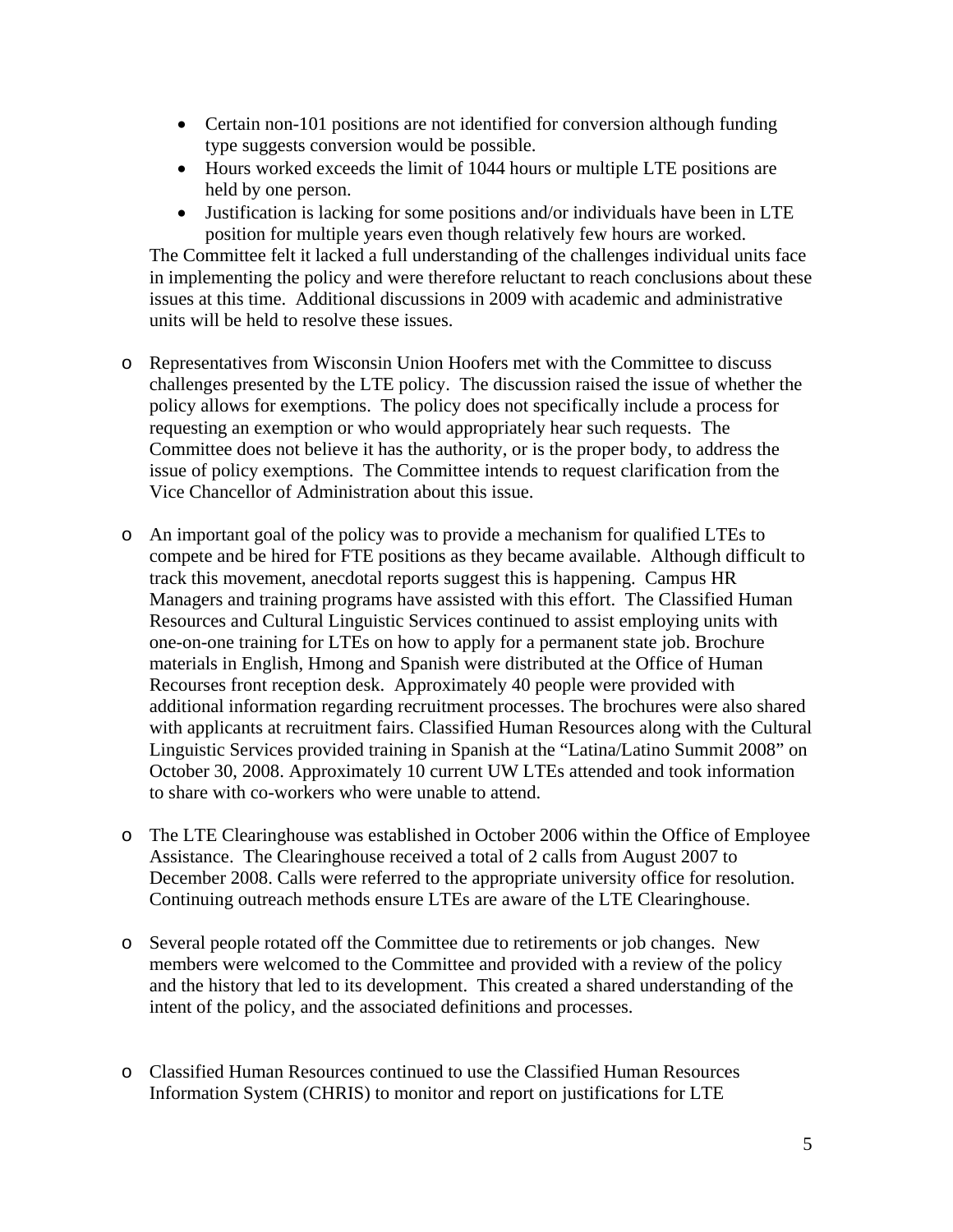- Certain non-101 positions are not identified for conversion although funding type suggests conversion would be possible.
  - Hours worked exceeds the limit of 1044 hours or multiple LTE positions are held by one person.
  - Justification is lacking for some positions and/or individuals have been in LTE position for multiple years even though relatively few hours are worked.

  The Committee felt it lacked a full understanding of the challenges individual units face in implementing the policy and were therefore reluctant to reach conclusions about these issues at this time. Additional discussions in 2009 with academic and administrative units will be held to resolve these issues.

- Representatives from Wisconsin Union Hoofers met with the Committee to discuss challenges presented by the LTE policy. The discussion raised the issue of whether the policy allows for exemptions. The policy does not specifically include a process for requesting an exemption or who would appropriately hear such requests. The Committee does not believe it has the authority, or is the proper body, to address the issue of policy exemptions. The Committee intends to request clarification from the Vice Chancellor of Administration about this issue.

- An important goal of the policy was to provide a mechanism for qualified LTEs to compete and be hired for FTE positions as they became available. Although difficult to track this movement, anecdotal reports suggest this is happening. Campus HR Managers and training programs have assisted with this effort. The Classified Human Resources and Cultural Linguistic Services continued to assist employing units with one-on-one training for LTEs on how to apply for a permanent state job. Brochure materials in English, Hmong and Spanish were distributed at the Office of Human Recourses front reception desk. Approximately 40 people were provided with additional information regarding recruitment processes. The brochures were also shared with applicants at recruitment fairs. Classified Human Resources along with the Cultural Linguistic Services provided training in Spanish at the "Latina/Latino Summit 2008" on October 30, 2008. Approximately 10 current UW LTEs attended and took information to share with co-workers who were unable to attend.

- The LTE Clearinghouse was established in October 2006 within the Office of Employee Assistance. The Clearinghouse received a total of 2 calls from August 2007 to December 2008. Calls were referred to the appropriate university office for resolution. Continuing outreach methods ensure LTEs are aware of the LTE Clearinghouse.

- Several people rotated off the Committee due to retirements or job changes. New members were welcomed to the Committee and provided with a review of the policy and the history that led to its development. This created a shared understanding of the intent of the policy, and the associated definitions and processes.

- Classified Human Resources continued to use the Classified Human Resources Information System (CHRIS) to monitor and report on justifications for LTE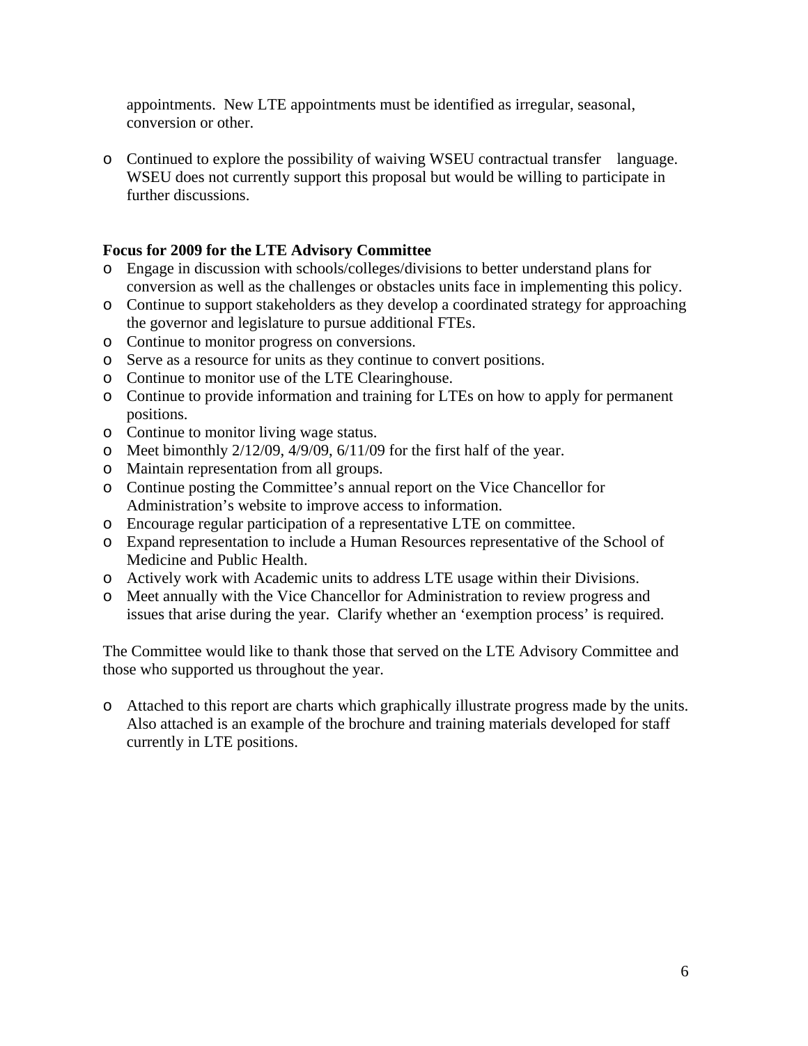appointments. New LTE appointments must be identified as irregular, seasonal, conversion or other.

- Continued to explore the possibility of waiving WSEU contractual transfer language. WSEU does not currently support this proposal but would be willing to participate in further discussions.

**Focus for 2009 for the LTE Advisory Committee**

- Engage in discussion with schools/colleges/divisions to better understand plans for conversion as well as the challenges or obstacles units face in implementing this policy.
- Continue to support stakeholders as they develop a coordinated strategy for approaching the governor and legislature to pursue additional FTEs.
- Continue to monitor progress on conversions.
- Serve as a resource for units as they continue to convert positions.
- Continue to monitor use of the LTE Clearinghouse.
- Continue to provide information and training for LTEs on how to apply for permanent positions.
- Continue to monitor living wage status.
- Meet bimonthly 2/12/09, 4/9/09, 6/11/09 for the first half of the year.
- Maintain representation from all groups.
- Continue posting the Committee's annual report on the Vice Chancellor for Administration's website to improve access to information.
- Encourage regular participation of a representative LTE on committee.
- Expand representation to include a Human Resources representative of the School of Medicine and Public Health.
- Actively work with Academic units to address LTE usage within their Divisions.
- Meet annually with the Vice Chancellor for Administration to review progress and issues that arise during the year. Clarify whether an 'exemption process' is required.

The Committee would like to thank those that served on the LTE Advisory Committee and those who supported us throughout the year.

- Attached to this report are charts which graphically illustrate progress made by the units. Also attached is an example of the brochure and training materials developed for staff currently in LTE positions.